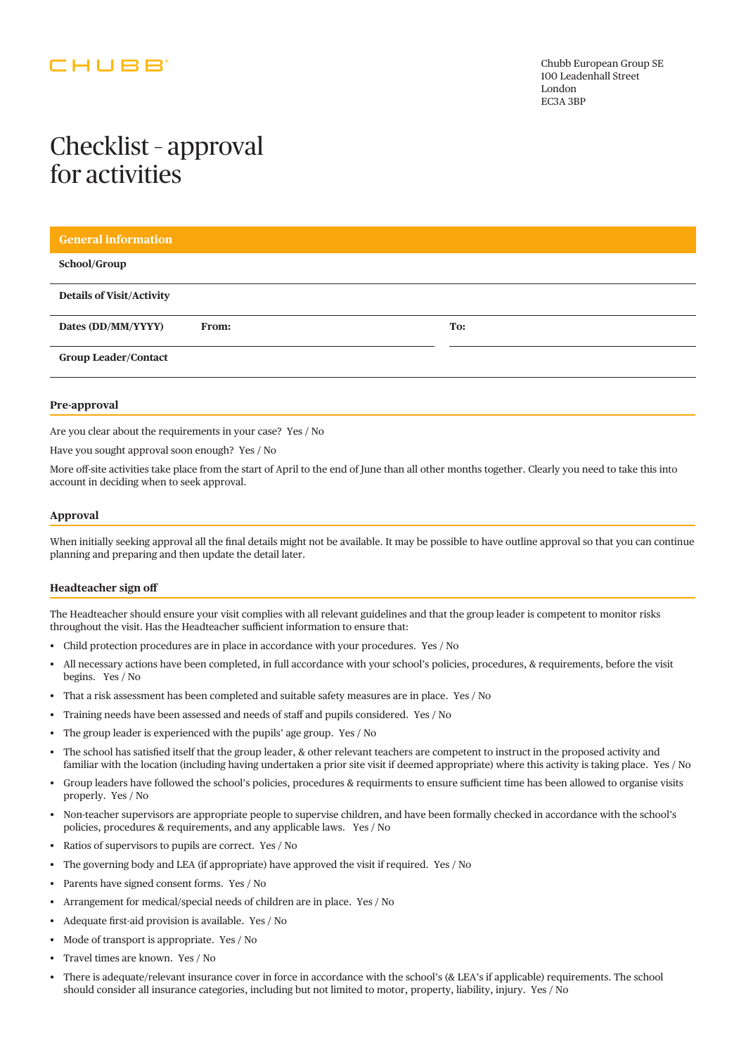CHUBB

Chubb European Group SE
100 Leadenhall Street
London
EC3A 3BP

# Checklist – approval for activities

## General information

| School/Group | | |
|---|---|---|
| Details of Visit/Activity | | |
| Dates (DD/MM/YYYY) | From: | To: |
| Group Leader/Contact | | |

### Pre-approval

Are you clear about the requirements in your case? Yes / No

Have you sought approval soon enough? Yes / No

More off-site activities take place from the start of April to the end of June than all other months together. Clearly you need to take this into account in deciding when to seek approval.

### Approval

When initially seeking approval all the final details might not be available. It may be possible to have outline approval so that you can continue planning and preparing and then update the detail later.

### Headteacher sign off

The Headteacher should ensure your visit complies with all relevant guidelines and that the group leader is competent to monitor risks throughout the visit. Has the Headteacher sufficient information to ensure that:

- Child protection procedures are in place in accordance with your procedures. Yes / No
- All necessary actions have been completed, in full accordance with your school's policies, procedures, & requirements, before the visit begins. Yes / No
- That a risk assessment has been completed and suitable safety measures are in place. Yes / No
- Training needs have been assessed and needs of staff and pupils considered. Yes / No
- The group leader is experienced with the pupils' age group. Yes / No
- The school has satisfied itself that the group leader, & other relevant teachers are competent to instruct in the proposed activity and familiar with the location (including having undertaken a prior site visit if deemed appropriate) where this activity is taking place. Yes / No
- Group leaders have followed the school's policies, procedures & requirments to ensure sufficient time has been allowed to organise visits properly. Yes / No
- Non-teacher supervisors are appropriate people to supervise children, and have been formally checked in accordance with the school's policies, procedures & requirements, and any applicable laws. Yes / No
- Ratios of supervisors to pupils are correct. Yes / No
- The governing body and LEA (if appropriate) have approved the visit if required. Yes / No
- Parents have signed consent forms. Yes / No
- Arrangement for medical/special needs of children are in place. Yes / No
- Adequate first-aid provision is available. Yes / No
- Mode of transport is appropriate. Yes / No
- Travel times are known. Yes / No
- There is adequate/relevant insurance cover in force in accordance with the school's (& LEA's if applicable) requirements. The school should consider all insurance categories, including but not limited to motor, property, liability, injury. Yes / No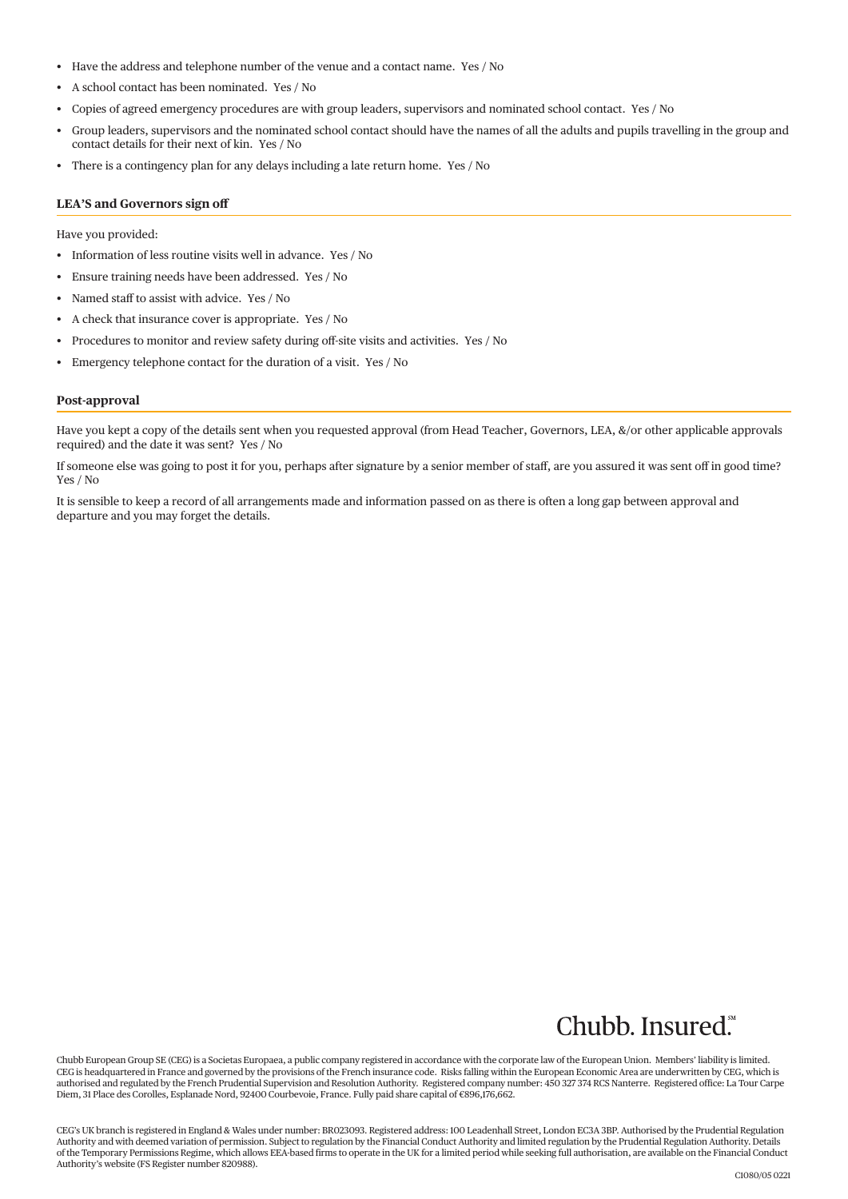- Have the address and telephone number of the venue and a contact name. Yes / No
- A school contact has been nominated. Yes / No
- Copies of agreed emergency procedures are with group leaders, supervisors and nominated school contact. Yes / No
- Group leaders, supervisors and the nominated school contact should have the names of all the adults and pupils travelling in the group and contact details for their next of kin. Yes / No
- There is a contingency plan for any delays including a late return home. Yes / No

## LEA'S and Governors sign off

Have you provided:

- Information of less routine visits well in advance. Yes / No
- Ensure training needs have been addressed. Yes / No
- Named staff to assist with advice. Yes / No
- A check that insurance cover is appropriate. Yes / No
- Procedures to monitor and review safety during off-site visits and activities. Yes / No
- Emergency telephone contact for the duration of a visit. Yes / No

## Post-approval

Have you kept a copy of the details sent when you requested approval (from Head Teacher, Governors, LEA, &/or other applicable approvals required) and the date it was sent? Yes / No

If someone else was going to post it for you, perhaps after signature by a senior member of staff, are you assured it was sent off in good time? Yes / No

It is sensible to keep a record of all arrangements made and information passed on as there is often a long gap between approval and departure and you may forget the details.

Chubb. Insured.℠

Chubb European Group SE (CEG) is a Societas Europaea, a public company registered in accordance with the corporate law of the European Union. Members' liability is limited. CEG is headquartered in France and governed by the provisions of the French insurance code. Risks falling within the European Economic Area are underwritten by CEG, which is authorised and regulated by the French Prudential Supervision and Resolution Authority. Registered company number: 450 327 374 RCS Nanterre. Registered office: La Tour Carpe Diem, 31 Place des Corolles, Esplanade Nord, 92400 Courbevoie, France. Fully paid share capital of €896,176,662.

CEG's UK branch is registered in England & Wales under number: BR023093. Registered address: 100 Leadenhall Street, London EC3A 3BP. Authorised by the Prudential Regulation Authority and with deemed variation of permission. Subject to regulation by the Financial Conduct Authority and limited regulation by the Prudential Regulation Authority. Details of the Temporary Permissions Regime, which allows EEA-based firms to operate in the UK for a limited period while seeking full authorisation, are available on the Financial Conduct Authority's website (FS Register number 820988).

C1080/05 0221